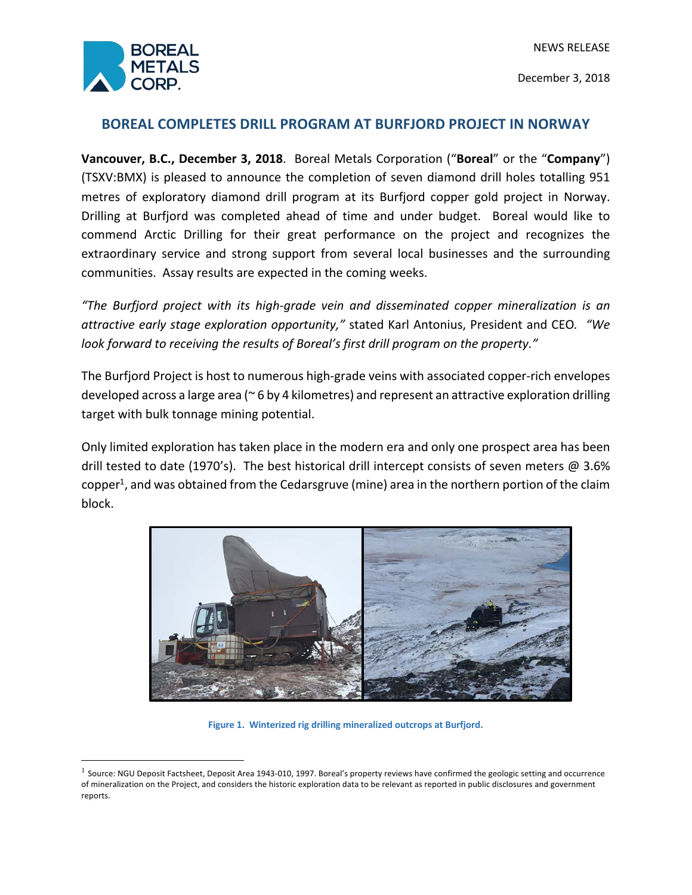NEWS RELEASE

December 3, 2018

# BOREAL COMPLETES DRILL PROGRAM AT BURFJORD PROJECT IN NORWAY

**Vancouver, B.C., December 3, 2018**. Boreal Metals Corporation ("**Boreal**" or the "**Company**") (TSXV:BMX) is pleased to announce the completion of seven diamond drill holes totalling 951 metres of exploratory diamond drill program at its Burfjord copper gold project in Norway. Drilling at Burfjord was completed ahead of time and under budget. Boreal would like to commend Arctic Drilling for their great performance on the project and recognizes the extraordinary service and strong support from several local businesses and the surrounding communities. Assay results are expected in the coming weeks.

*"The Burfjord project with its high-grade vein and disseminated copper mineralization is an attractive early stage exploration opportunity,"* stated Karl Antonius, President and CEO. *"We look forward to receiving the results of Boreal's first drill program on the property."*

The Burfjord Project is host to numerous high-grade veins with associated copper-rich envelopes developed across a large area (~ 6 by 4 kilometres) and represent an attractive exploration drilling target with bulk tonnage mining potential.

Only limited exploration has taken place in the modern era and only one prospect area has been drill tested to date (1970's). The best historical drill intercept consists of seven meters @ 3.6% copper[1], and was obtained from the Cedarsgruve (mine) area in the northern portion of the claim block.

**Figure 1. Winterized rig drilling mineralized outcrops at Burfjord.**

[1] Source: NGU Deposit Factsheet, Deposit Area 1943-010, 1997. Boreal's property reviews have confirmed the geologic setting and occurrence of mineralization on the Project, and considers the historic exploration data to be relevant as reported in public disclosures and government reports.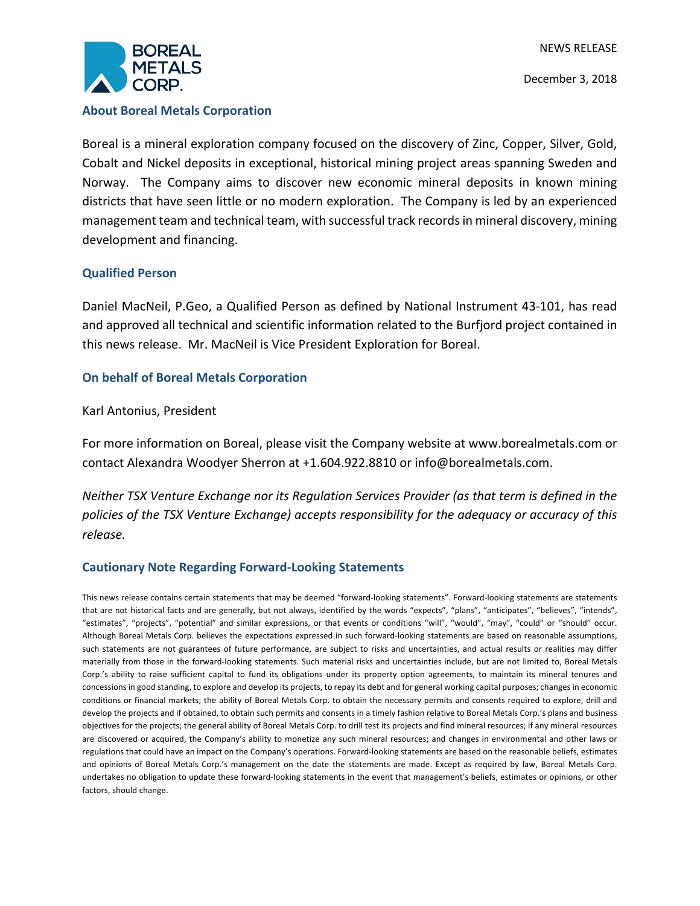## About Boreal Metals Corporation

Boreal is a mineral exploration company focused on the discovery of Zinc, Copper, Silver, Gold, Cobalt and Nickel deposits in exceptional, historical mining project areas spanning Sweden and Norway. The Company aims to discover new economic mineral deposits in known mining districts that have seen little or no modern exploration. The Company is led by an experienced management team and technical team, with successful track records in mineral discovery, mining development and financing.

## Qualified Person

Daniel MacNeil, P.Geo, a Qualified Person as defined by National Instrument 43-101, has read and approved all technical and scientific information related to the Burfjord project contained in this news release. Mr. MacNeil is Vice President Exploration for Boreal.

## On behalf of Boreal Metals Corporation

Karl Antonius, President

For more information on Boreal, please visit the Company website at www.borealmetals.com or contact Alexandra Woodyer Sherron at +1.604.922.8810 or info@borealmetals.com.

*Neither TSX Venture Exchange nor its Regulation Services Provider (as that term is defined in the policies of the TSX Venture Exchange) accepts responsibility for the adequacy or accuracy of this release.*

## Cautionary Note Regarding Forward-Looking Statements

This news release contains certain statements that may be deemed "forward-looking statements". Forward-looking statements are statements that are not historical facts and are generally, but not always, identified by the words "expects", "plans", "anticipates", "believes", "intends", "estimates", "projects", "potential" and similar expressions, or that events or conditions "will", "would", "may", "could" or "should" occur. Although Boreal Metals Corp. believes the expectations expressed in such forward-looking statements are based on reasonable assumptions, such statements are not guarantees of future performance, are subject to risks and uncertainties, and actual results or realities may differ materially from those in the forward-looking statements. Such material risks and uncertainties include, but are not limited to, Boreal Metals Corp.'s ability to raise sufficient capital to fund its obligations under its property option agreements, to maintain its mineral tenures and concessions in good standing, to explore and develop its projects, to repay its debt and for general working capital purposes; changes in economic conditions or financial markets; the ability of Boreal Metals Corp. to obtain the necessary permits and consents required to explore, drill and develop the projects and if obtained, to obtain such permits and consents in a timely fashion relative to Boreal Metals Corp.'s plans and business objectives for the projects; the general ability of Boreal Metals Corp. to drill test its projects and find mineral resources; if any mineral resources are discovered or acquired, the Company's ability to monetize any such mineral resources; and changes in environmental and other laws or regulations that could have an impact on the Company's operations. Forward-looking statements are based on the reasonable beliefs, estimates and opinions of Boreal Metals Corp.'s management on the date the statements are made. Except as required by law, Boreal Metals Corp. undertakes no obligation to update these forward-looking statements in the event that management's beliefs, estimates or opinions, or other factors, should change.